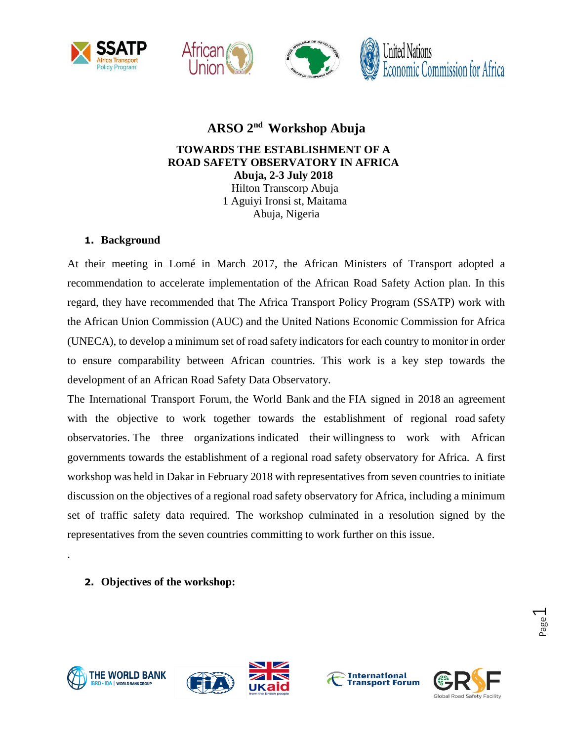# ARSO 2nd Workshop Abuja

**TOWARDS THE ESTABLISHMENT OF A ROAD SAFETY OBSERVATORY IN AFRICA**

**Abuja, 2-3 July 2018**

Hilton Transcorp Abuja
1 Aguiyi Ironsi st, Maitama
Abuja, Nigeria

## 1. Background

At their meeting in Lomé in March 2017, the African Ministers of Transport adopted a recommendation to accelerate implementation of the African Road Safety Action plan. In this regard, they have recommended that The Africa Transport Policy Program (SSATP) work with the African Union Commission (AUC) and the United Nations Economic Commission for Africa (UNECA), to develop a minimum set of road safety indicators for each country to monitor in order to ensure comparability between African countries. This work is a key step towards the development of an African Road Safety Data Observatory.

The International Transport Forum, the World Bank and the FIA signed in 2018 an agreement with the objective to work together towards the establishment of regional road safety observatories. The three organizations indicated their willingness to work with African governments towards the establishment of a regional road safety observatory for Africa. A first workshop was held in Dakar in February 2018 with representatives from seven countries to initiate discussion on the objectives of a regional road safety observatory for Africa, including a minimum set of traffic safety data required. The workshop culminated in a resolution signed by the representatives from the seven countries committing to work further on this issue.

.

## 2. Objectives of the workshop: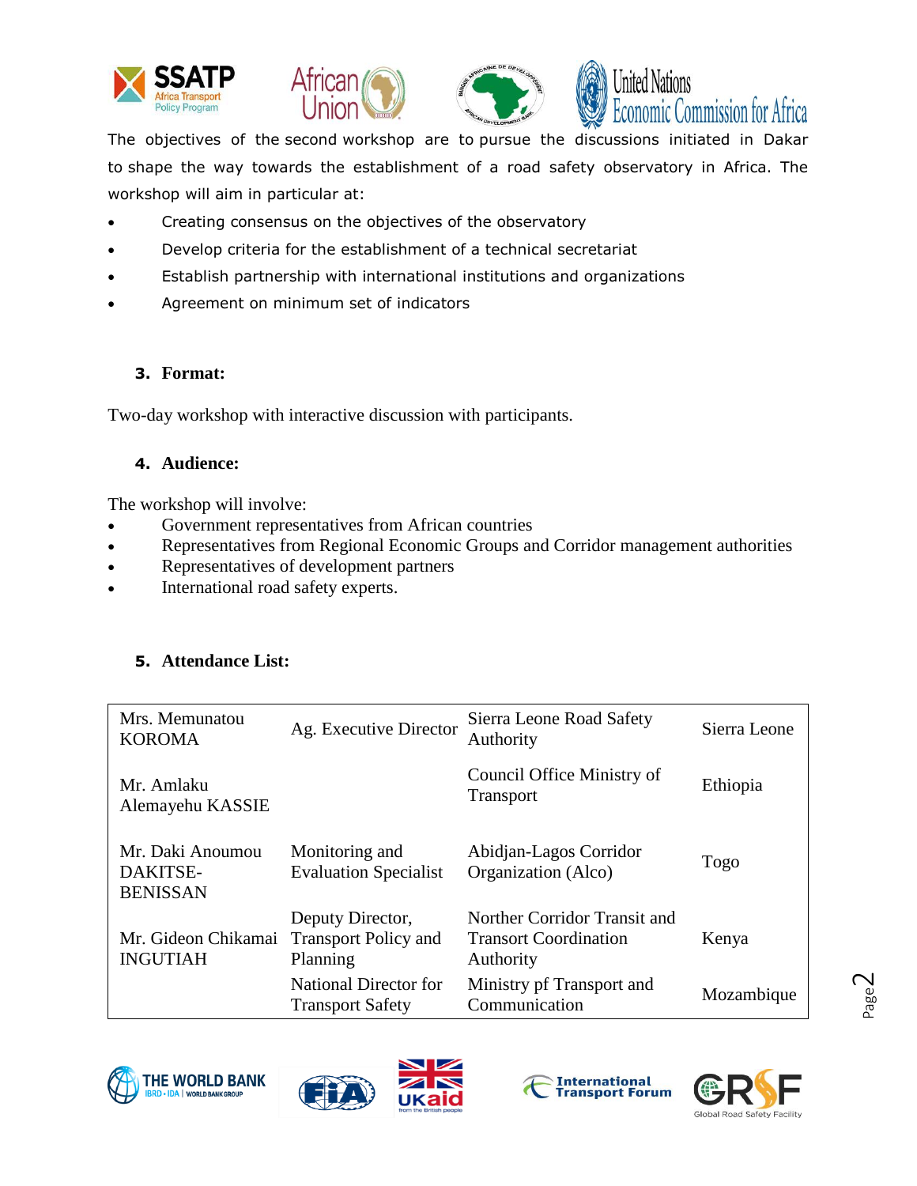The objectives of the second workshop are to pursue the discussions initiated in Dakar to shape the way towards the establishment of a road safety observatory in Africa. The workshop will aim in particular at:

- Creating consensus on the objectives of the observatory
- Develop criteria for the establishment of a technical secretariat
- Establish partnership with international institutions and organizations
- Agreement on minimum set of indicators

### 3. Format:

Two-day workshop with interactive discussion with participants.

### 4. Audience:

The workshop will involve:

- Government representatives from African countries
- Representatives from Regional Economic Groups and Corridor management authorities
- Representatives of development partners
- International road safety experts.

### 5. Attendance List:

| | | | |
|---|---|---|---|
| Mrs. Memunatou KOROMA | Ag. Executive Director | Sierra Leone Road Safety Authority | Sierra Leone |
| Mr. Amlaku Alemayehu KASSIE | | Council Office Ministry of Transport | Ethiopia |
| Mr. Daki Anoumou DAKITSE-BENISSAN | Monitoring and Evaluation Specialist | Abidjan-Lagos Corridor Organization (Alco) | Togo |
| Mr. Gideon Chikamai INGUTIAH | Deputy Director, Transport Policy and Planning | Norther Corridor Transit and Transort Coordination Authority | Kenya |
| | National Director for Transport Safety | Ministry pf Transport and Communication | Mozambique |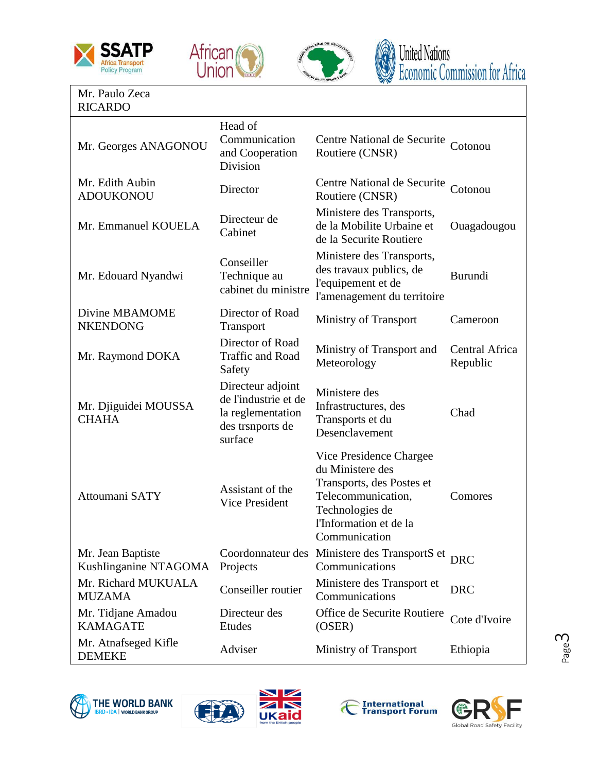| | | | |
|---|---|---|---|
| Mr. Paulo Zeca RICARDO | | | |
| Mr. Georges ANAGONOU | Head of Communication and Cooperation Division | Centre National de Securite Routiere (CNSR) | Cotonou |
| Mr. Edith Aubin ADOUKONOU | Director | Centre National de Securite Routiere (CNSR) | Cotonou |
| Mr. Emmanuel KOUELA | Directeur de Cabinet | Ministere des Transports, de la Mobilite Urbaine et de la Securite Routiere | Ouagadougou |
| Mr. Edouard Nyandwi | Conseiller Technique au cabinet du ministre | Ministere des Transports, des travaux publics, de l'equipement et de l'amenagement du territoire | Burundi |
| Divine MBAMOME NKENDONG | Director of Road Transport | Ministry of Transport | Cameroon |
| Mr. Raymond DOKA | Director of Road Traffic and Road Safety | Ministry of Transport and Meteorology | Central Africa Republic |
| Mr. Djiguidei MOUSSA CHAHA | Directeur adjoint de l'industrie et de la reglementation des trsnports de surface | Ministere des Infrastructures, des Transports et du Desenclavement | Chad |
| Attoumani SATY | Assistant of the Vice President | Vice Presidence Chargee du Ministere des Transports, des Postes et Telecommunication, Technologies de l'Information et de la Communication | Comores |
| Mr. Jean Baptiste KushIinganine NTAGOMA | Coordonnateur des Projects | Ministere des TransportS et Communications | DRC |
| Mr. Richard MUKUALA MUZAMA | Conseiller routier | Ministere des Transport et Communications | DRC |
| Mr. Tidjane Amadou KAMAGATE | Directeur des Etudes | Office de Securite Routiere (OSER) | Cote d'Ivoire |
| Mr. Atnafseged Kifle DEMEKE | Adviser | Ministry of Transport | Ethiopia |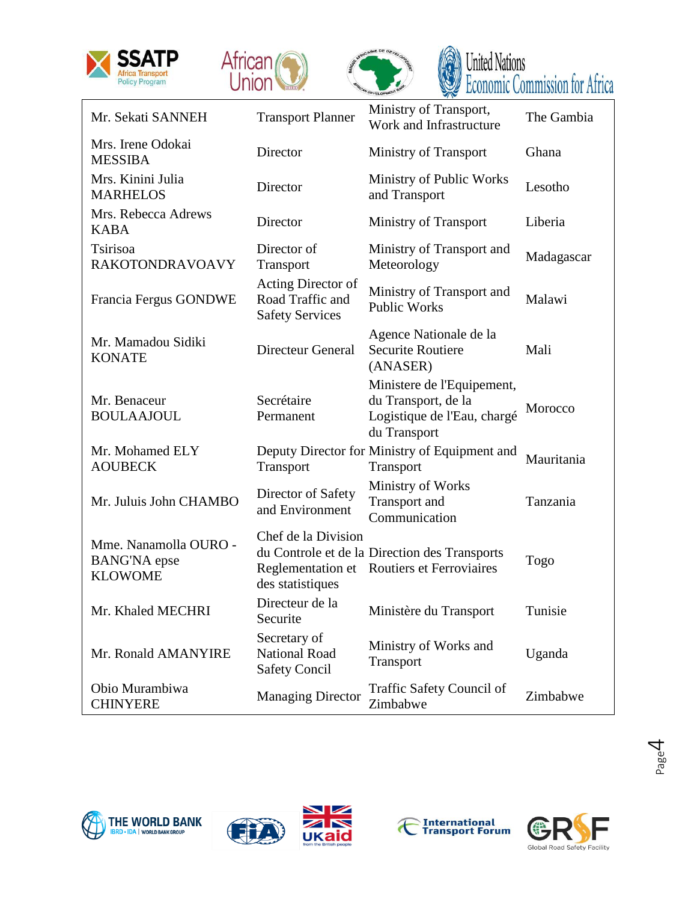| | | | |
|---|---|---|---|
| Mr. Sekati SANNEH | Transport Planner | Ministry of Transport, Work and Infrastructure | The Gambia |
| Mrs. Irene Odokai MESSIBA | Director | Ministry of Transport | Ghana |
| Mrs. Kinini Julia MARHELOS | Director | Ministry of Public Works and Transport | Lesotho |
| Mrs. Rebecca Adrews KABA | Director | Ministry of Transport | Liberia |
| Tsirisoa RAKOTONDRAVOAVY | Director of Transport | Ministry of Transport and Meteorology | Madagascar |
| Francia Fergus GONDWE | Acting Director of Road Traffic and Safety Services | Ministry of Transport and Public Works | Malawi |
| Mr. Mamadou Sidiki KONATE | Directeur General | Agence Nationale de la Securite Routiere (ANASER) | Mali |
| Mr. Benaceur BOULAAJOUL | Secrétaire Permanent | Ministere de l'Equipement, du Transport, de la Logistique de l'Eau, chargé du Transport | Morocco |
| Mr. Mohamed ELY AOUBECK | Deputy Director for Transport | Ministry of Equipment and Transport | Mauritania |
| Mr. Juluis John CHAMBO | Director of Safety and Environment | Ministry of Works Transport and Communication | Tanzania |
| Mme. Nanamolla OURO - BANG'NA epse KLOWOME | Chef de la Division du Controle et de la Reglementation et des statistiques | Direction des Transports Routiers et Ferroviaires | Togo |
| Mr. Khaled MECHRI | Directeur de la Securite | Ministère du Transport | Tunisie |
| Mr. Ronald AMANYIRE | Secretary of National Road Safety Concil | Ministry of Works and Transport | Uganda |
| Obio Murambiwa CHINYERE | Managing Director | Traffic Safety Council of Zimbabwe | Zimbabwe |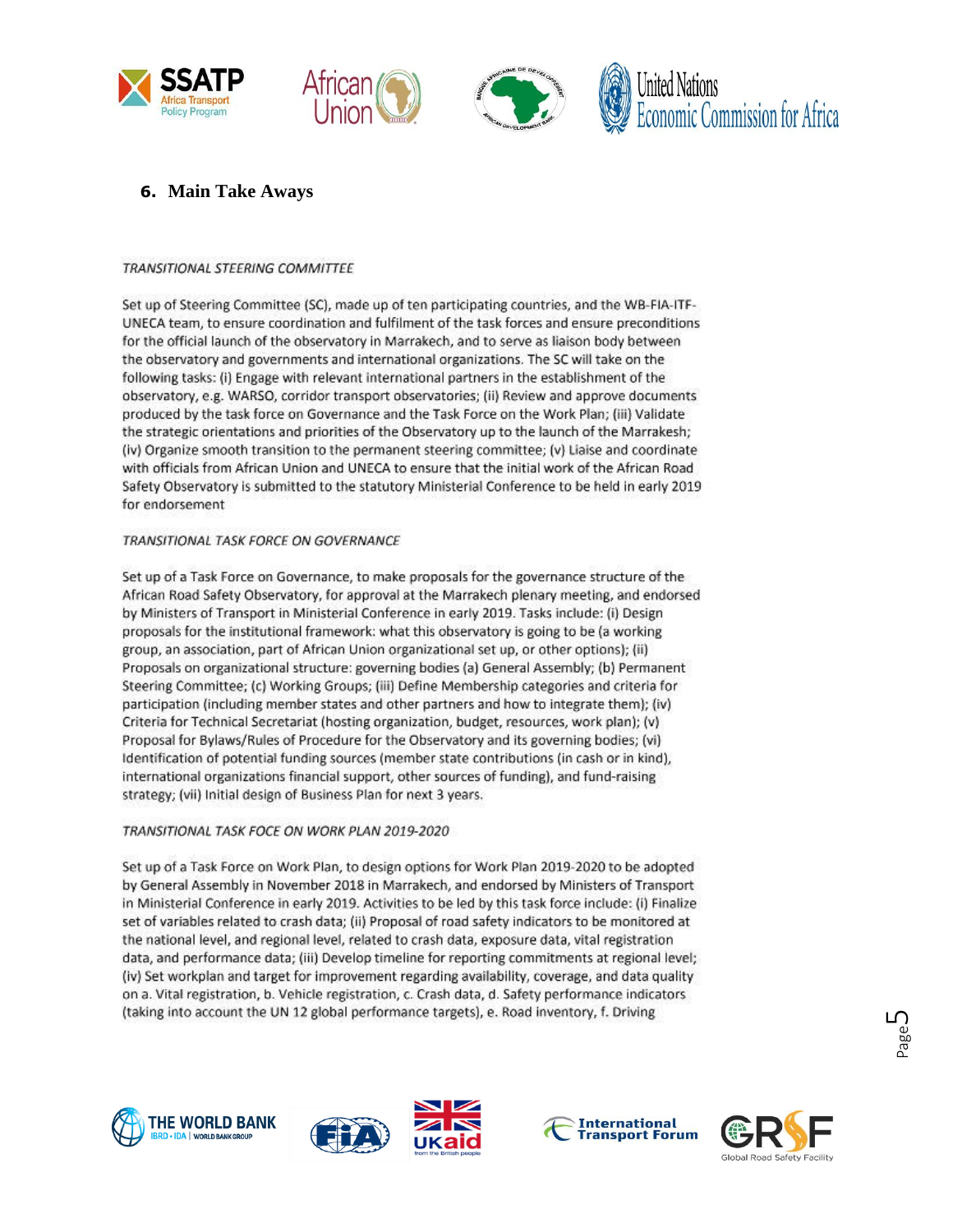## 6. Main Take Aways

*TRANSITIONAL STEERING COMMITTEE*

Set up of Steering Committee (SC), made up of ten participating countries, and the WB-FIA-ITF-UNECA team, to ensure coordination and fulfilment of the task forces and ensure preconditions for the official launch of the observatory in Marrakech, and to serve as liaison body between the observatory and governments and international organizations. The SC will take on the following tasks: (i) Engage with relevant international partners in the establishment of the observatory, e.g. WARSO, corridor transport observatories; (ii) Review and approve documents produced by the task force on Governance and the Task Force on the Work Plan; (iii) Validate the strategic orientations and priorities of the Observatory up to the launch of the Marrakesh; (iv) Organize smooth transition to the permanent steering committee; (v) Liaise and coordinate with officials from African Union and UNECA to ensure that the initial work of the African Road Safety Observatory is submitted to the statutory Ministerial Conference to be held in early 2019 for endorsement

*TRANSITIONAL TASK FORCE ON GOVERNANCE*

Set up of a Task Force on Governance, to make proposals for the governance structure of the African Road Safety Observatory, for approval at the Marrakech plenary meeting, and endorsed by Ministers of Transport in Ministerial Conference in early 2019. Tasks include: (i) Design proposals for the institutional framework: what this observatory is going to be (a working group, an association, part of African Union organizational set up, or other options); (ii) Proposals on organizational structure: governing bodies (a) General Assembly; (b) Permanent Steering Committee; (c) Working Groups; (iii) Define Membership categories and criteria for participation (including member states and other partners and how to integrate them); (iv) Criteria for Technical Secretariat (hosting organization, budget, resources, work plan); (v) Proposal for Bylaws/Rules of Procedure for the Observatory and its governing bodies; (vi) Identification of potential funding sources (member state contributions (in cash or in kind), international organizations financial support, other sources of funding), and fund-raising strategy; (vii) Initial design of Business Plan for next 3 years.

*TRANSITIONAL TASK FOCE ON WORK PLAN 2019-2020*

Set up of a Task Force on Work Plan, to design options for Work Plan 2019-2020 to be adopted by General Assembly in November 2018 in Marrakech, and endorsed by Ministers of Transport in Ministerial Conference in early 2019. Activities to be led by this task force include: (i) Finalize set of variables related to crash data; (ii) Proposal of road safety indicators to be monitored at the national level, and regional level, related to crash data, exposure data, vital registration data, and performance data; (iii) Develop timeline for reporting commitments at regional level; (iv) Set workplan and target for improvement regarding availability, coverage, and data quality on a. Vital registration, b. Vehicle registration, c. Crash data, d. Safety performance indicators (taking into account the UN 12 global performance targets), e. Road inventory, f. Driving